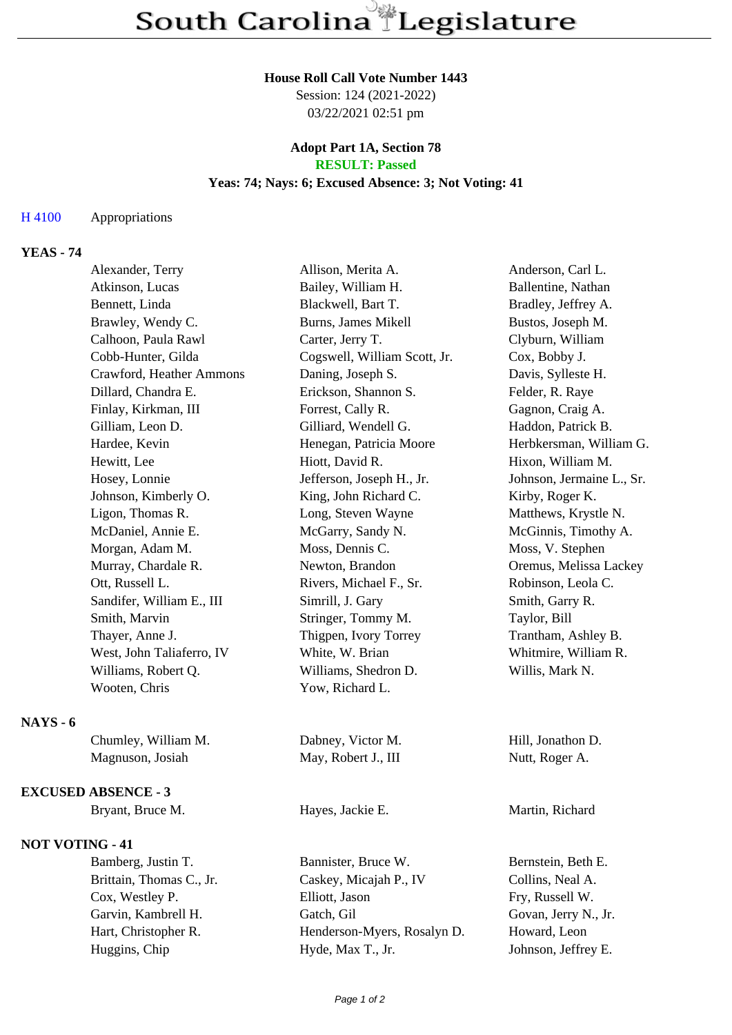# South Carolina Legislature

**House Roll Call Vote Number 1443**
Session: 124 (2021-2022)
03/22/2021 02:51 pm

**Adopt Part 1A, Section 78**
**RESULT: Passed**
**Yeas: 74; Nays: 6; Excused Absence: 3; Not Voting: 41**

H 4100 Appropriations

**YEAS - 74**

| | | |
|---|---|---|
| Alexander, Terry | Allison, Merita A. | Anderson, Carl L. |
| Atkinson, Lucas | Bailey, William H. | Ballentine, Nathan |
| Bennett, Linda | Blackwell, Bart T. | Bradley, Jeffrey A. |
| Brawley, Wendy C. | Burns, James Mikell | Bustos, Joseph M. |
| Calhoon, Paula Rawl | Carter, Jerry T. | Clyburn, William |
| Cobb-Hunter, Gilda | Cogswell, William Scott, Jr. | Cox, Bobby J. |
| Crawford, Heather Ammons | Daning, Joseph S. | Davis, Sylleste H. |
| Dillard, Chandra E. | Erickson, Shannon S. | Felder, R. Raye |
| Finlay, Kirkman, III | Forrest, Cally R. | Gagnon, Craig A. |
| Gilliam, Leon D. | Gilliard, Wendell G. | Haddon, Patrick B. |
| Hardee, Kevin | Henegan, Patricia Moore | Herbkersman, William G. |
| Hewitt, Lee | Hiott, David R. | Hixon, William M. |
| Hosey, Lonnie | Jefferson, Joseph H., Jr. | Johnson, Jermaine L., Sr. |
| Johnson, Kimberly O. | King, John Richard C. | Kirby, Roger K. |
| Ligon, Thomas R. | Long, Steven Wayne | Matthews, Krystle N. |
| McDaniel, Annie E. | McGarry, Sandy N. | McGinnis, Timothy A. |
| Morgan, Adam M. | Moss, Dennis C. | Moss, V. Stephen |
| Murray, Chardale R. | Newton, Brandon | Oremus, Melissa Lackey |
| Ott, Russell L. | Rivers, Michael F., Sr. | Robinson, Leola C. |
| Sandifer, William E., III | Simrill, J. Gary | Smith, Garry R. |
| Smith, Marvin | Stringer, Tommy M. | Taylor, Bill |
| Thayer, Anne J. | Thigpen, Ivory Torrey | Trantham, Ashley B. |
| West, John Taliaferro, IV | White, W. Brian | Whitmire, William R. |
| Williams, Robert Q. | Williams, Shedron D. | Willis, Mark N. |
| Wooten, Chris | Yow, Richard L. | |

**NAYS - 6**

| | | |
|---|---|---|
| Chumley, William M. | Dabney, Victor M. | Hill, Jonathon D. |
| Magnuson, Josiah | May, Robert J., III | Nutt, Roger A. |

**EXCUSED ABSENCE - 3**

| | | |
|---|---|---|
| Bryant, Bruce M. | Hayes, Jackie E. | Martin, Richard |

**NOT VOTING - 41**

| | | |
|---|---|---|
| Bamberg, Justin T. | Bannister, Bruce W. | Bernstein, Beth E. |
| Brittain, Thomas C., Jr. | Caskey, Micajah P., IV | Collins, Neal A. |
| Cox, Westley P. | Elliott, Jason | Fry, Russell W. |
| Garvin, Kambrell H. | Gatch, Gil | Govan, Jerry N., Jr. |
| Hart, Christopher R. | Henderson-Myers, Rosalyn D. | Howard, Leon |
| Huggins, Chip | Hyde, Max T., Jr. | Johnson, Jeffrey E. |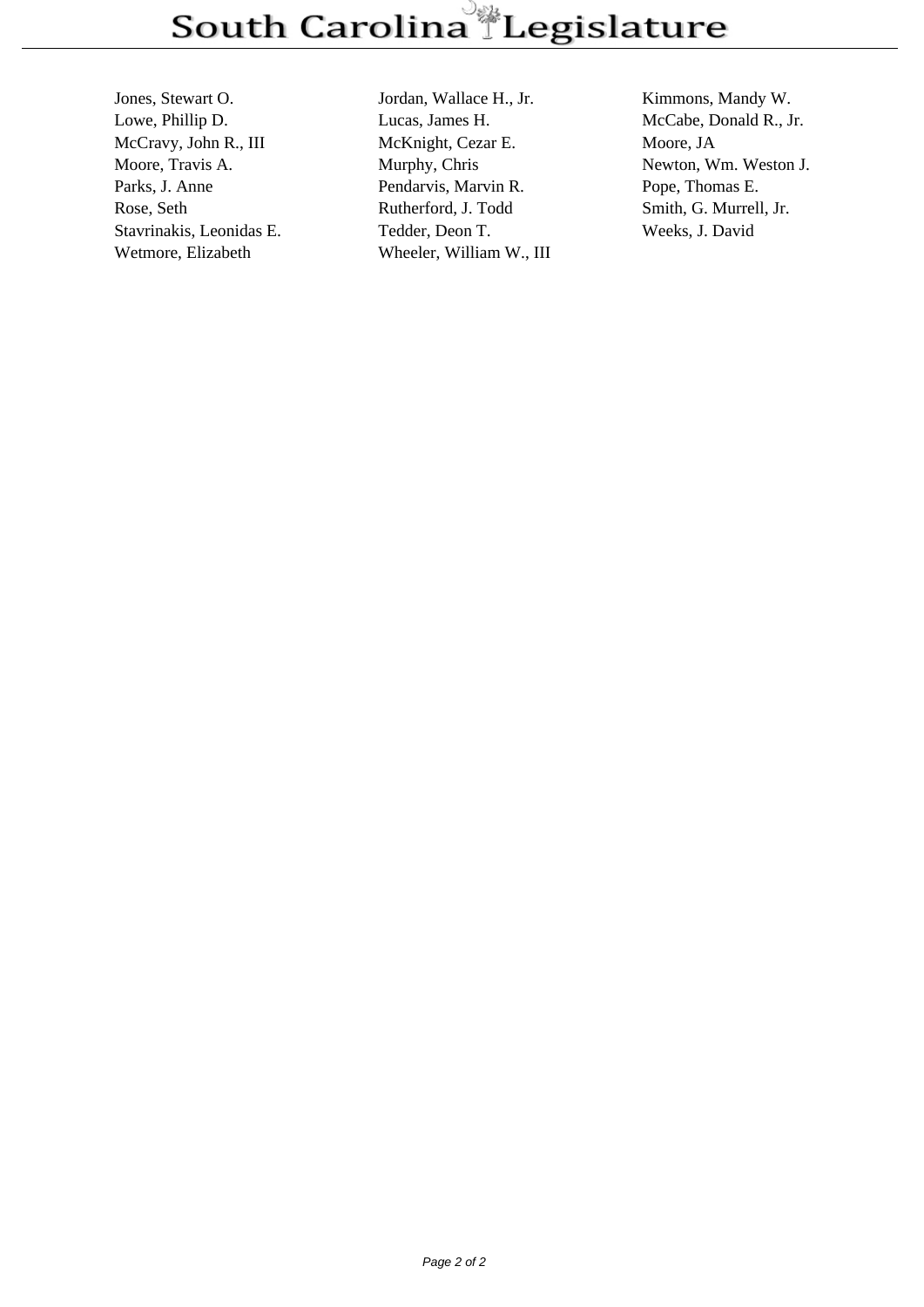Jones, Stewart O.
Jordan, Wallace H., Jr.
Kimmons, Mandy W.
Lowe, Phillip D.
Lucas, James H.
McCabe, Donald R., Jr.
McCravy, John R., III
McKnight, Cezar E.
Moore, JA
Moore, Travis A.
Murphy, Chris
Newton, Wm. Weston J.
Parks, J. Anne
Pendarvis, Marvin R.
Pope, Thomas E.
Rose, Seth
Rutherford, J. Todd
Smith, G. Murrell, Jr.
Stavrinakis, Leonidas E.
Tedder, Deon T.
Weeks, J. David
Wetmore, Elizabeth
Wheeler, William W., III